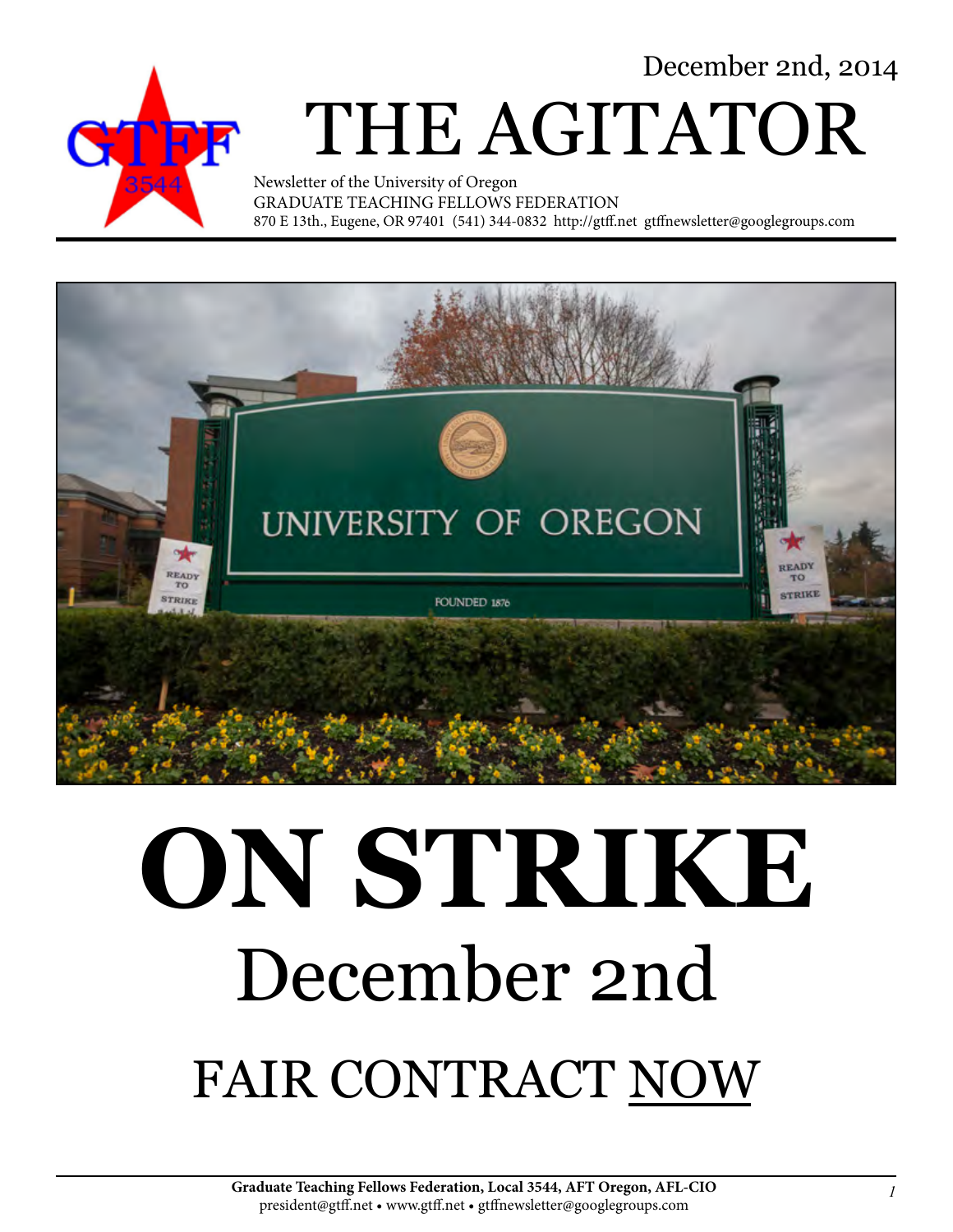December 2nd, 2014

# THE AGITATOR

Newsletter of the University of Oregon
GRADUATE TEACHING FELLOWS FEDERATION
870 E 13th., Eugene, OR 97401 (541) 344-0832 http://gtff.net gtffnewsletter@googlegroups.com

# ON STRIKE

## December 2nd

## FAIR CONTRACT NOW

**Graduate Teaching Fellows Federation, Local 3544, AFT Oregon, AFL-CIO**
president@gtff.net • www.gtff.net • gtffnewsletter@googlegroups.com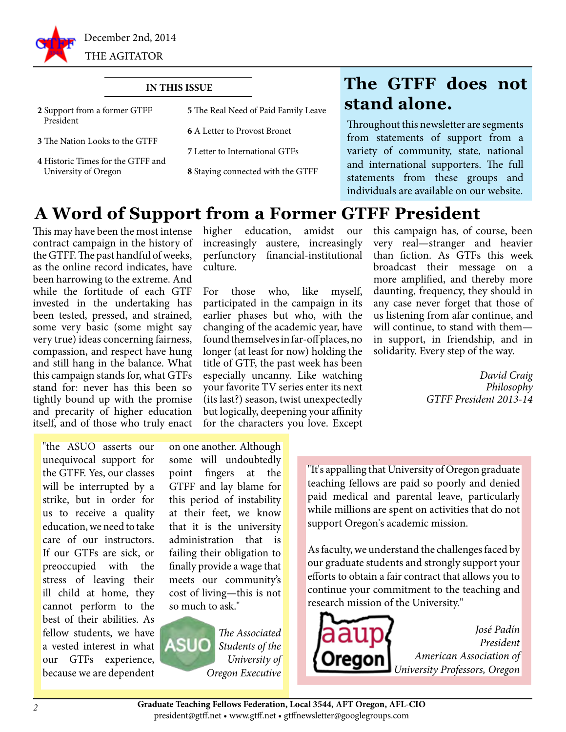December 2nd, 2014

THE AGITATOR

**IN THIS ISSUE**

- **2** Support from a former GTFF President
- **3** The Nation Looks to the GTFF
- **4** Historic Times for the GTFF and University of Oregon
- **5** The Real Need of Paid Family Leave
- **6** A Letter to Provost Bronet
- **7** Letter to International GTFs
- **8** Staying connected with the GTFF

## The GTFF does not stand alone.

Throughout this newsletter are segments from statements of support from a variety of community, state, national and international supporters. The full statements from these groups and individuals are available on our website.

# A Word of Support from a Former GTFF President

This may have been the most intense contract campaign in the history of the GTFF. The past handful of weeks, as the online record indicates, have been harrowing to the extreme. And while the fortitude of each GTF invested in the undertaking has been tested, pressed, and strained, some very basic (some might say very true) ideas concerning fairness, compassion, and respect have hung and still hang in the balance. What this campaign stands for, what GTFs stand for: never has this been so tightly bound up with the promise and precarity of higher education itself, and of those who truly enact higher education, amidst our increasingly austere, increasingly perfunctory financial-institutional culture.

For those who, like myself, participated in the campaign in its earlier phases but who, with the changing of the academic year, have found themselves in far-off places, no longer (at least for now) holding the title of GTF, the past week has been especially uncanny. Like watching your favorite TV series enter its next (its last?) season, twist unexpectedly but logically, deepening your affinity for the characters you love. Except this campaign has, of course, been very real—stranger and heavier than fiction. As GTFs this week broadcast their message on a more amplified, and thereby more daunting, frequency, they should in any case never forget that those of us listening from afar continue, and will continue, to stand with them—in support, in friendship, and in solidarity. Every step of the way.

*David Craig*
*Philosophy*
*GTFF President 2013-14*

"the ASUO asserts our unequivocal support for the GTFF. Yes, our classes will be interrupted by a strike, but in order for us to receive a quality education, we need to take care of our instructors. If our GTFs are sick, or preoccupied with the stress of leaving their ill child at home, they cannot perform to the best of their abilities. As fellow students, we have a vested interest in what our GTFs experience, because we are dependent on one another. Although some will undoubtedly point fingers at the GTFF and lay blame for this period of instability at their feet, we know that it is the university administration that is failing their obligation to finally provide a wage that meets our community's cost of living—this is not so much to ask."

*The Associated Students of the University of Oregon Executive*

"It's appalling that University of Oregon graduate teaching fellows are paid so poorly and denied paid medical and parental leave, particularly while millions are spent on activities that do not support Oregon's academic mission.

As faculty, we understand the challenges faced by our graduate students and strongly support your efforts to obtain a fair contract that allows you to continue your commitment to the teaching and research mission of the University."

*José Padín*
*President*
*American Association of University Professors, Oregon*

**Graduate Teaching Fellows Federation, Local 3544, AFT Oregon, AFL-CIO**
president@gtff.net • www.gtff.net • gtffnewsletter@googlegroups.com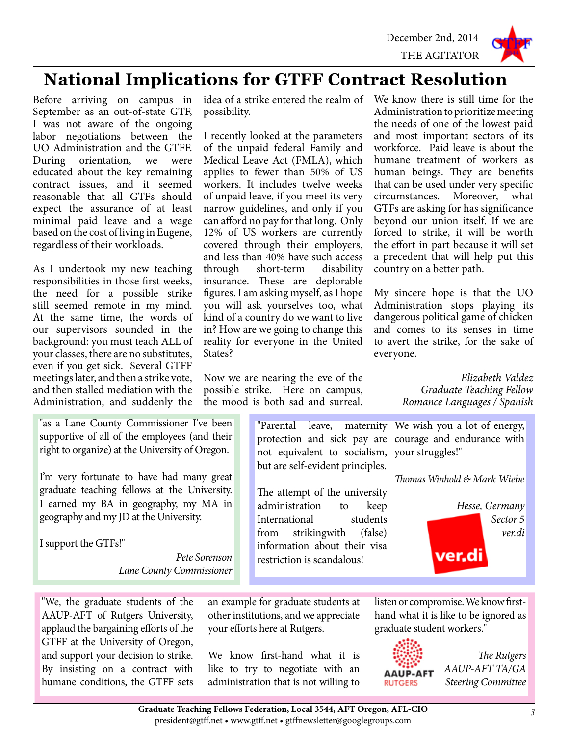# National Implications for GTFF Contract Resolution

Before arriving on campus in September as an out-of-state GTF, I was not aware of the ongoing labor negotiations between the UO Administration and the GTFF. During orientation, we were educated about the key remaining contract issues, and it seemed reasonable that all GTFs should expect the assurance of at least minimal paid leave and a wage based on the cost of living in Eugene, regardless of their workloads.

As I undertook my new teaching responsibilities in those first weeks, the need for a possible strike still seemed remote in my mind. At the same time, the words of our supervisors sounded in the background: you must teach ALL of your classes, there are no substitutes, even if you get sick. Several GTFF meetings later, and then a strike vote, and then stalled mediation with the Administration, and suddenly the idea of a strike entered the realm of possibility.

I recently looked at the parameters of the unpaid federal Family and Medical Leave Act (FMLA), which applies to fewer than 50% of US workers. It includes twelve weeks of unpaid leave, if you meet its very narrow guidelines, and only if you can afford no pay for that long. Only 12% of US workers are currently covered through their employers, and less than 40% have such access through short-term disability insurance. These are deplorable figures. I am asking myself, as I hope you will ask yourselves too, what kind of a country do we want to live in? How are we going to change this reality for everyone in the United States?

Now we are nearing the eve of the possible strike. Here on campus, the mood is both sad and surreal. We know there is still time for the Administration to prioritize meeting the needs of one of the lowest paid and most important sectors of its workforce. Paid leave is about the humane treatment of workers as human beings. They are benefits that can be used under very specific circumstances. Moreover, what GTFs are asking for has significance beyond our union itself. If we are forced to strike, it will be worth the effort in part because it will set a precedent that will help put this country on a better path.

My sincere hope is that the UO Administration stops playing its dangerous political game of chicken and comes to its senses in time to avert the strike, for the sake of everyone.

*Elizabeth Valdez*
*Graduate Teaching Fellow*
*Romance Languages / Spanish*

---

"as a Lane County Commissioner I've been supportive of all of the employees (and their right to organize) at the University of Oregon.

I'm very fortunate to have had many great graduate teaching fellows at the University. I earned my BA in geography, my MA in geography and my JD at the University.

I support the GTFs!"

*Pete Sorenson*
*Lane County Commissioner*

---

"Parental leave, maternity protection and sick pay are not equivalent to socialism, but are self-evident principles.

The attempt of the university administration to keep International students from strikingwith (false) information about their visa restriction is scandalous!

We wish you a lot of energy, courage and endurance with your struggles!"

*Thomas Winhold & Mark Wiebe*

*Hesse, Germany*
*Sector 5*
*ver.di*

---

"We, the graduate students of the AAUP-AFT of Rutgers University, applaud the bargaining efforts of the GTFF at the University of Oregon, and support your decision to strike. By insisting on a contract with humane conditions, the GTFF sets an example for graduate students at other institutions, and we appreciate your efforts here at Rutgers.

We know first-hand what it is like to try to negotiate with an administration that is not willing to listen or compromise. We know first-hand what it is like to be ignored as graduate student workers."

*The Rutgers*
*AAUP-AFT TA/GA*
*Steering Committee*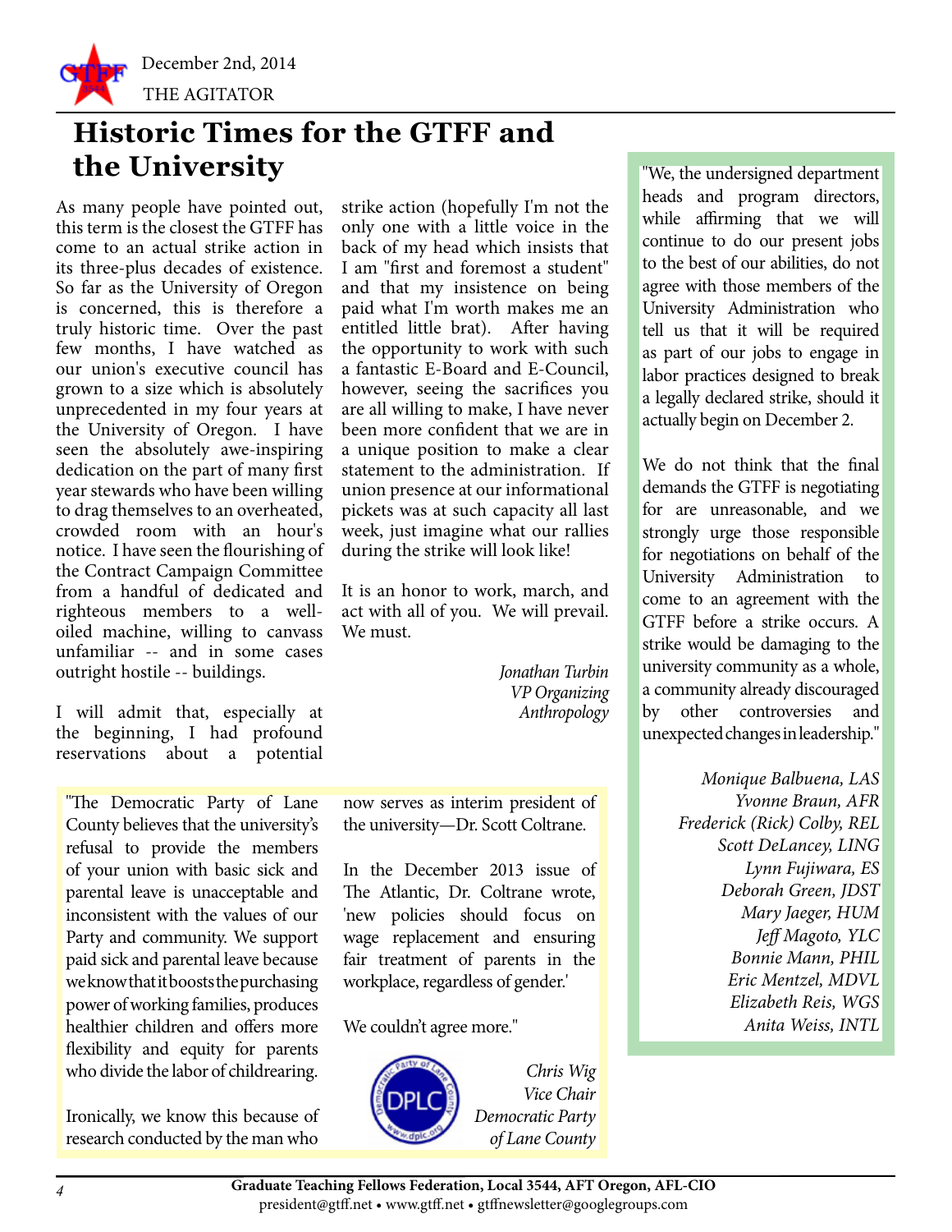# Historic Times for the GTFF and the University

As many people have pointed out, this term is the closest the GTFF has come to an actual strike action in its three-plus decades of existence. So far as the University of Oregon is concerned, this is therefore a truly historic time. Over the past few months, I have watched as our union's executive council has grown to a size which is absolutely unprecedented in my four years at the University of Oregon. I have seen the absolutely awe-inspiring dedication on the part of many first year stewards who have been willing to drag themselves to an overheated, crowded room with an hour's notice. I have seen the flourishing of the Contract Campaign Committee from a handful of dedicated and righteous members to a well-oiled machine, willing to canvass unfamiliar -- and in some cases outright hostile -- buildings.

I will admit that, especially at the beginning, I had profound reservations about a potential strike action (hopefully I'm not the only one with a little voice in the back of my head which insists that I am "first and foremost a student" and that my insistence on being paid what I'm worth makes me an entitled little brat). After having the opportunity to work with such a fantastic E-Board and E-Council, however, seeing the sacrifices you are all willing to make, I have never been more confident that we are in a unique position to make a clear statement to the administration. If union presence at our informational pickets was at such capacity all last week, just imagine what our rallies during the strike will look like!

It is an honor to work, march, and act with all of you. We will prevail. We must.

*Jonathan Turbin*
*VP Organizing*
*Anthropology*

"We, the undersigned department heads and program directors, while affirming that we will continue to do our present jobs to the best of our abilities, do not agree with those members of the University Administration who tell us that it will be required as part of our jobs to engage in labor practices designed to break a legally declared strike, should it actually begin on December 2.

We do not think that the final demands the GTFF is negotiating for are unreasonable, and we strongly urge those responsible for negotiations on behalf of the University Administration to come to an agreement with the GTFF before a strike occurs. A strike would be damaging to the university community as a whole, a community already discouraged by other controversies and unexpected changes in leadership."

*Monique Balbuena, LAS*
*Yvonne Braun, AFR*
*Frederick (Rick) Colby, REL*
*Scott DeLancey, LING*
*Lynn Fujiwara, ES*
*Deborah Green, JDST*
*Mary Jaeger, HUM*
*Jeff Magoto, YLC*
*Bonnie Mann, PHIL*
*Eric Mentzel, MDVL*
*Elizabeth Reis, WGS*
*Anita Weiss, INTL*

"The Democratic Party of Lane County believes that the university's refusal to provide the members of your union with basic sick and parental leave is unacceptable and inconsistent with the values of our Party and community. We support paid sick and parental leave because we know that it boosts the purchasing power of working families, produces healthier children and offers more flexibility and equity for parents who divide the labor of childrearing.

Ironically, we know this because of research conducted by the man who now serves as interim president of the university—Dr. Scott Coltrane.

In the December 2013 issue of The Atlantic, Dr. Coltrane wrote, 'new policies should focus on wage replacement and ensuring fair treatment of parents in the workplace, regardless of gender.'

We couldn't agree more."

*Chris Wig*
*Vice Chair*
*Democratic Party of Lane County*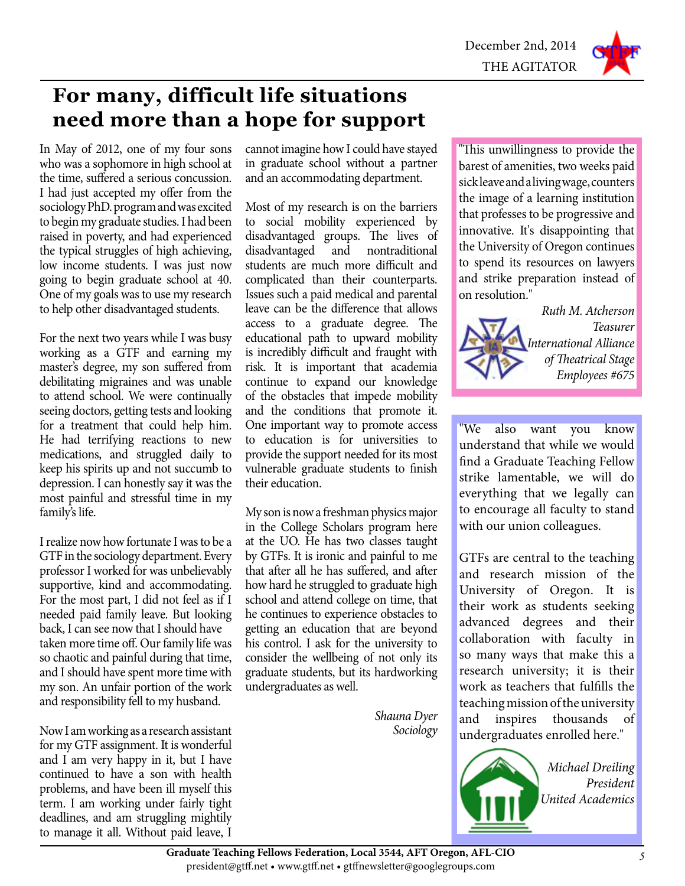# For many, difficult life situations need more than a hope for support

In May of 2012, one of my four sons who was a sophomore in high school at the time, suffered a serious concussion. I had just accepted my offer from the sociology PhD. program and was excited to begin my graduate studies. I had been raised in poverty, and had experienced the typical struggles of high achieving, low income students. I was just now going to begin graduate school at 40. One of my goals was to use my research to help other disadvantaged students.

For the next two years while I was busy working as a GTF and earning my master's degree, my son suffered from debilitating migraines and was unable to attend school. We were continually seeing doctors, getting tests and looking for a treatment that could help him. He had terrifying reactions to new medications, and struggled daily to keep his spirits up and not succumb to depression. I can honestly say it was the most painful and stressful time in my family's life.

I realize now how fortunate I was to be a GTF in the sociology department. Every professor I worked for was unbelievably supportive, kind and accommodating. For the most part, I did not feel as if I needed paid family leave. But looking back, I can see now that I should have taken more time off. Our family life was so chaotic and painful during that time, and I should have spent more time with my son. An unfair portion of the work and responsibility fell to my husband.

Now I am working as a research assistant for my GTF assignment. It is wonderful and I am very happy in it, but I have continued to have a son with health problems, and have been ill myself this term. I am working under fairly tight deadlines, and am struggling mightily to manage it all. Without paid leave, I cannot imagine how I could have stayed in graduate school without a partner and an accommodating department.

Most of my research is on the barriers to social mobility experienced by disadvantaged groups. The lives of disadvantaged and nontraditional students are much more difficult and complicated than their counterparts. Issues such a paid medical and parental leave can be the difference that allows access to a graduate degree. The educational path to upward mobility is incredibly difficult and fraught with risk. It is important that academia continue to expand our knowledge of the obstacles that impede mobility and the conditions that promote it. One important way to promote access to education is for universities to provide the support needed for its most vulnerable graduate students to finish their education.

My son is now a freshman physics major in the College Scholars program here at the UO. He has two classes taught by GTFs. It is ironic and painful to me that after all he has suffered, and after how hard he struggled to graduate high school and attend college on time, that he continues to experience obstacles to getting an education that are beyond his control. I ask for the university to consider the wellbeing of not only its graduate students, but its hardworking undergraduates as well.

*Shauna Dyer*
*Sociology*

---

"This unwillingness to provide the barest of amenities, two weeks paid sick leave and a living wage, counters the image of a learning institution that professes to be progressive and innovative. It's disappointing that the University of Oregon continues to spend its resources on lawyers and strike preparation instead of on resolution."

*Ruth M. Atcherson*
*Teasurer*
*International Alliance of Theatrical Stage Employees #675*

---

"We also want you know understand that while we would find a Graduate Teaching Fellow strike lamentable, we will do everything that we legally can to encourage all faculty to stand with our union colleagues.

GTFs are central to the teaching and research mission of the University of Oregon. It is their work as students seeking advanced degrees and their collaboration with faculty in so many ways that make this a research university; it is their work as teachers that fulfills the teaching mission of the university and inspires thousands of undergraduates enrolled here."

*Michael Dreiling*
*President*
*United Academics*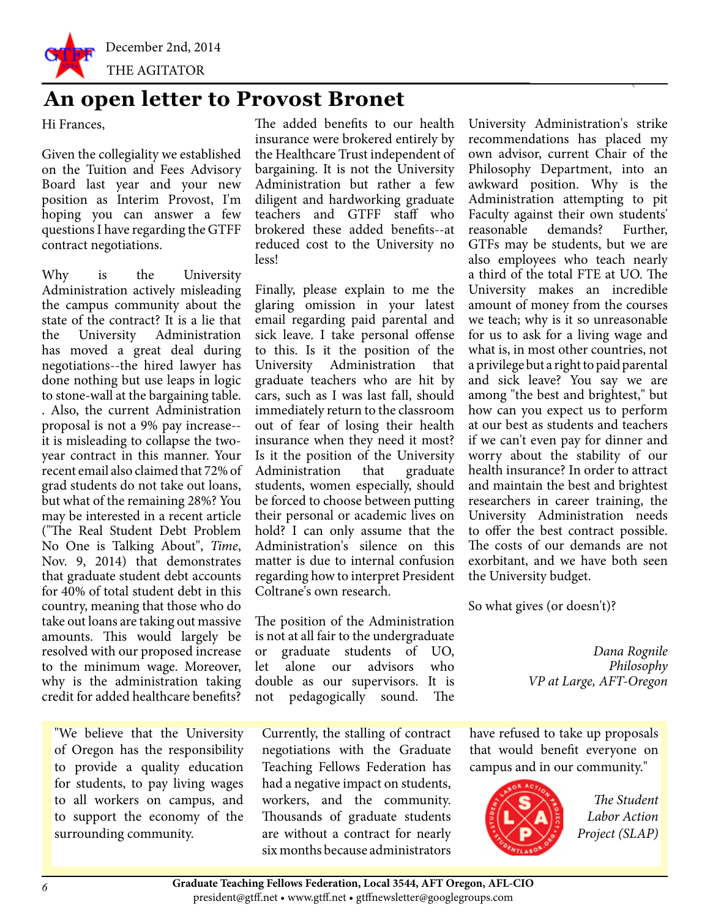# An open letter to Provost Bronet

Hi Frances,

Given the collegiality we established on the Tuition and Fees Advisory Board last year and your new position as Interim Provost, I'm hoping you can answer a few questions I have regarding the GTFF contract negotiations.

Why is the University Administration actively misleading the campus community about the state of the contract? It is a lie that the University Administration has moved a great deal during negotiations--the hired lawyer has done nothing but use leaps in logic to stone-wall at the bargaining table. . Also, the current Administration proposal is not a 9% pay increase--it is misleading to collapse the two-year contract in this manner. Your recent email also claimed that 72% of grad students do not take out loans, but what of the remaining 28%? You may be interested in a recent article ("The Real Student Debt Problem No One is Talking About", *Time*, Nov. 9, 2014) that demonstrates that graduate student debt accounts for 40% of total student debt in this country, meaning that those who do take out loans are taking out massive amounts. This would largely be resolved with our proposed increase to the minimum wage. Moreover, why is the administration taking credit for added healthcare benefits? The added benefits to our health insurance were brokered entirely by the Healthcare Trust independent of bargaining. It is not the University Administration but rather a few diligent and hardworking graduate teachers and GTFF staff who brokered these added benefits--at reduced cost to the University no less!

Finally, please explain to me the glaring omission in your latest email regarding paid parental and sick leave. I take personal offense to this. Is it the position of the University Administration that graduate teachers who are hit by cars, such as I was last fall, should immediately return to the classroom out of fear of losing their health insurance when they need it most? Is it the position of the University Administration that graduate students, women especially, should be forced to choose between putting their personal or academic lives on hold? I can only assume that the Administration's silence on this matter is due to internal confusion regarding how to interpret President Coltrane's own research.

The position of the Administration is not at all fair to the undergraduate or graduate students of UO, let alone our advisors who double as our supervisors. It is not pedagogically sound. The University Administration's strike recommendations has placed my own advisor, current Chair of the Philosophy Department, into an awkward position. Why is the Administration attempting to pit Faculty against their own students' reasonable demands? Further, GTFs may be students, but we are also employees who teach nearly a third of the total FTE at UO. The University makes an incredible amount of money from the courses we teach; why is it so unreasonable for us to ask for a living wage and what is, in most other countries, not a privilege but a right to paid parental and sick leave? You say we are among "the best and brightest," but how can you expect us to perform at our best as students and teachers if we can't even pay for dinner and worry about the stability of our health insurance? In order to attract and maintain the best and brightest researchers in career training, the University Administration needs to offer the best contract possible. The costs of our demands are not exorbitant, and we have both seen the University budget.

So what gives (or doesn't)?

*Dana Rognile*
*Philosophy*
*VP at Large, AFT-Oregon*

---

"We believe that the University of Oregon has the responsibility to provide a quality education for students, to pay living wages to all workers on campus, and to support the economy of the surrounding community.

Currently, the stalling of contract negotiations with the Graduate Teaching Fellows Federation has had a negative impact on students, workers, and the community. Thousands of graduate students are without a contract for nearly six months because administrators have refused to take up proposals that would benefit everyone on campus and in our community."

*The Student Labor Action Project (SLAP)*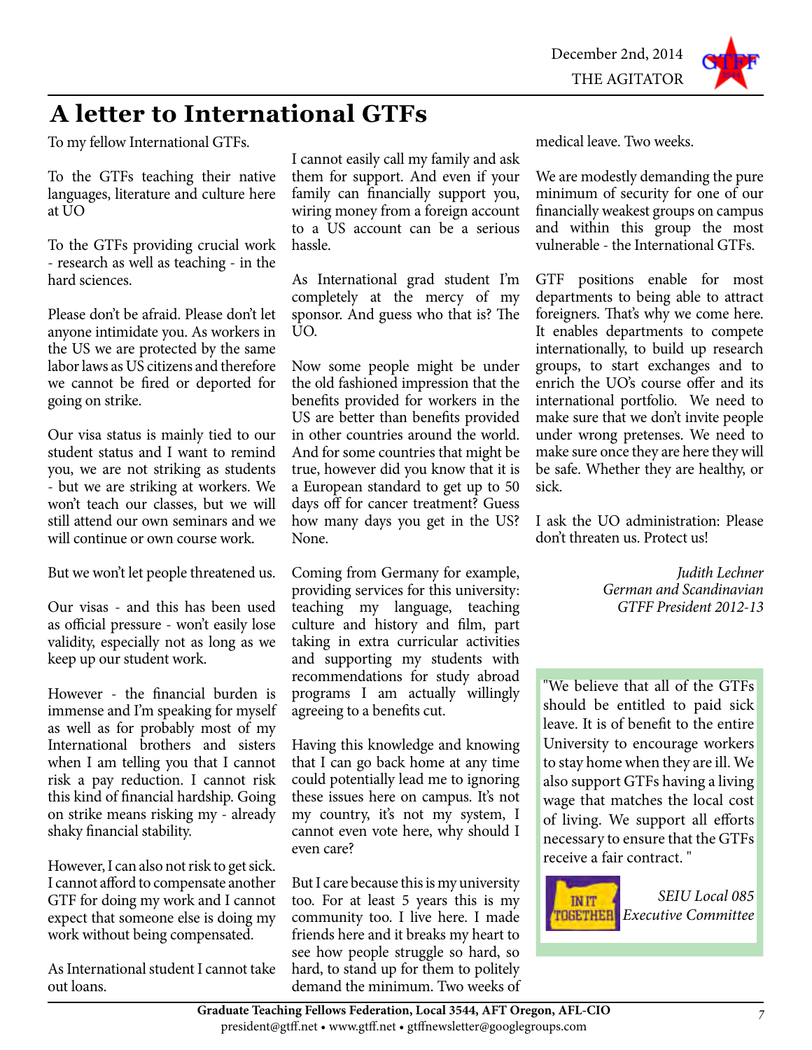# A letter to International GTFs

To my fellow International GTFs.

To the GTFs teaching their native languages, literature and culture here at UO

To the GTFs providing crucial work - research as well as teaching - in the hard sciences.

Please don't be afraid. Please don't let anyone intimidate you. As workers in the US we are protected by the same labor laws as US citizens and therefore we cannot be fired or deported for going on strike.

Our visa status is mainly tied to our student status and I want to remind you, we are not striking as students - but we are striking at workers. We won't teach our classes, but we will still attend our own seminars and we will continue or own course work.

But we won't let people threatened us.

Our visas - and this has been used as official pressure - won't easily lose validity, especially not as long as we keep up our student work.

However - the financial burden is immense and I'm speaking for myself as well as for probably most of my International brothers and sisters when I am telling you that I cannot risk a pay reduction. I cannot risk this kind of financial hardship. Going on strike means risking my - already shaky financial stability.

However, I can also not risk to get sick. I cannot afford to compensate another GTF for doing my work and I cannot expect that someone else is doing my work without being compensated.

As International student I cannot take out loans. I cannot easily call my family and ask them for support. And even if your family can financially support you, wiring money from a foreign account to a US account can be a serious hassle.

As International grad student I'm completely at the mercy of my sponsor. And guess who that is? The UO.

Now some people might be under the old fashioned impression that the benefits provided for workers in the US are better than benefits provided in other countries around the world. And for some countries that might be true, however did you know that it is a European standard to get up to 50 days off for cancer treatment? Guess how many days you get in the US? None.

Coming from Germany for example, providing services for this university: teaching my language, teaching culture and history and film, part taking in extra curricular activities and supporting my students with recommendations for study abroad programs I am actually willingly agreeing to a benefits cut.

Having this knowledge and knowing that I can go back home at any time could potentially lead me to ignoring these issues here on campus. It's not my country, it's not my system, I cannot even vote here, why should I even care?

But I care because this is my university too. For at least 5 years this is my community too. I live here. I made friends here and it breaks my heart to see how people struggle so hard, so hard, to stand up for them to politely demand the minimum. Two weeks of medical leave. Two weeks.

We are modestly demanding the pure minimum of security for one of our financially weakest groups on campus and within this group the most vulnerable - the International GTFs.

GTF positions enable for most departments to being able to attract foreigners. That's why we come here. It enables departments to compete internationally, to build up research groups, to start exchanges and to enrich the UO's course offer and its international portfolio. We need to make sure that we don't invite people under wrong pretenses. We need to make sure once they are here they will be safe. Whether they are healthy, or sick.

I ask the UO administration: Please don't threaten us. Protect us!

*Judith Lechner*
*German and Scandinavian*
*GTFF President 2012-13*

---

"We believe that all of the GTFs should be entitled to paid sick leave. It is of benefit to the entire University to encourage workers to stay home when they are ill. We also support GTFs having a living wage that matches the local cost of living. We support all efforts necessary to ensure that the GTFs receive a fair contract. "

IN IT TOGETHER

*SEIU Local 085 Executive Committee*

---

**Graduate Teaching Fellows Federation, Local 3544, AFT Oregon, AFL-CIO**
president@gtff.net • www.gtff.net • gtffnewsletter@googlegroups.com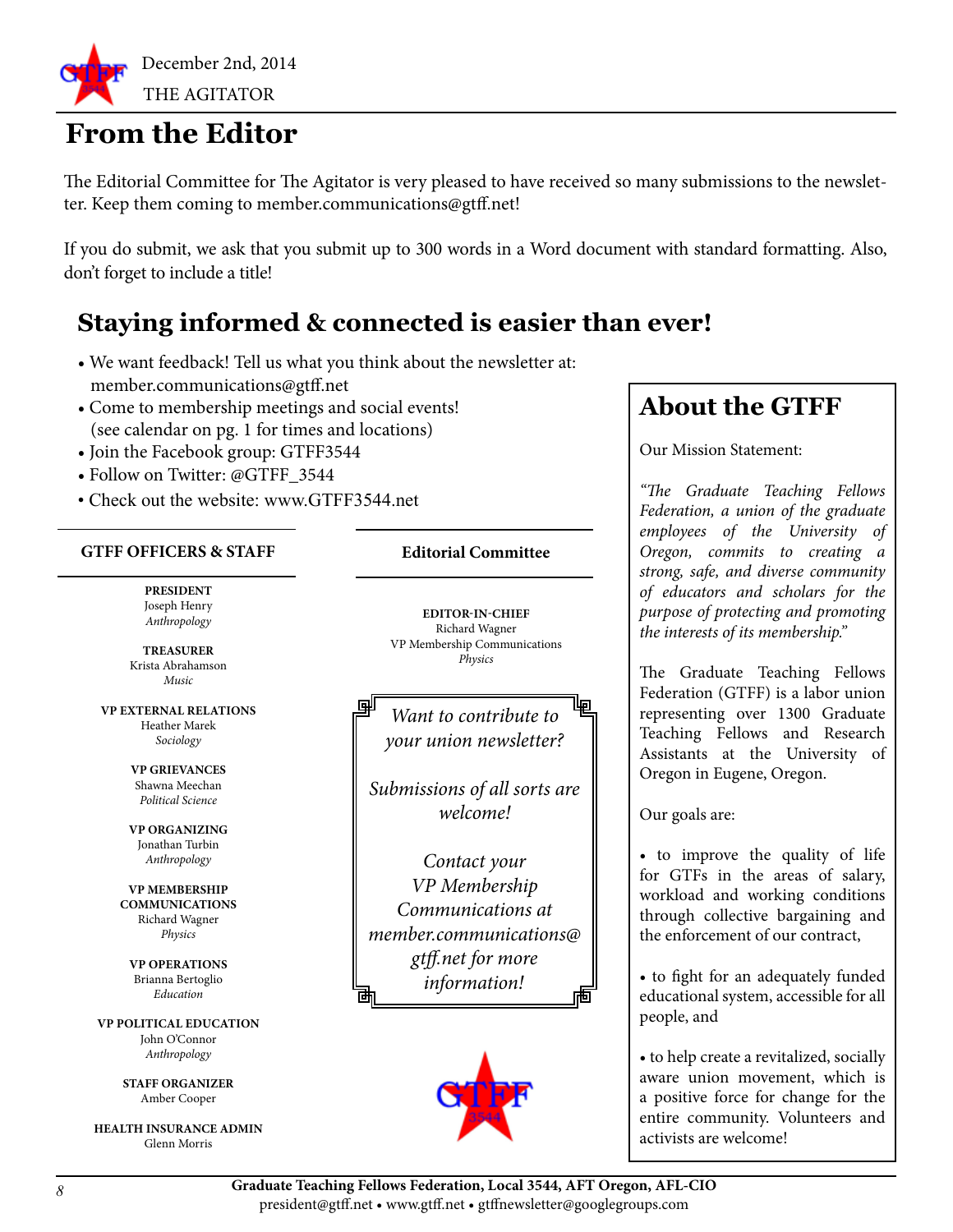## From the Editor

The Editorial Committee for The Agitator is very pleased to have received so many submissions to the newsletter. Keep them coming to member.communications@gtff.net!

If you do submit, we ask that you submit up to 300 words in a Word document with standard formatting. Also, don't forget to include a title!

## Staying informed & connected is easier than ever!

- We want feedback! Tell us what you think about the newsletter at: member.communications@gtff.net
- Come to membership meetings and social events! (see calendar on pg. 1 for times and locations)
- Join the Facebook group: GTFF3544
- Follow on Twitter: @GTFF_3544
- Check out the website: www.GTFF3544.net

### GTFF OFFICERS & STAFF

**PRESIDENT**
Joseph Henry
*Anthropology*

**TREASURER**
Krista Abrahamson
*Music*

**VP EXTERNAL RELATIONS**
Heather Marek
*Sociology*

**VP GRIEVANCES**
Shawna Meechan
*Political Science*

**VP ORGANIZING**
Jonathan Turbin
*Anthropology*

**VP MEMBERSHIP COMMUNICATIONS**
Richard Wagner
*Physics*

**VP OPERATIONS**
Brianna Bertoglio
*Education*

**VP POLITICAL EDUCATION**
John O'Connor
*Anthropology*

**STAFF ORGANIZER**
Amber Cooper

**HEALTH INSURANCE ADMIN**
Glenn Morris

### Editorial Committee

**EDITOR-IN-CHIEF**
Richard Wagner
VP Membership Communications
*Physics*

*Want to contribute to your union newsletter?*

*Submissions of all sorts are welcome!*

*Contact your VP Membership Communications at member.communications@gtff.net for more information!*

## About the GTFF

Our Mission Statement:

*"The Graduate Teaching Fellows Federation, a union of the graduate employees of the University of Oregon, commits to creating a strong, safe, and diverse community of educators and scholars for the purpose of protecting and promoting the interests of its membership."*

The Graduate Teaching Fellows Federation (GTFF) is a labor union representing over 1300 Graduate Teaching Fellows and Research Assistants at the University of Oregon in Eugene, Oregon.

Our goals are:

- to improve the quality of life for GTFs in the areas of salary, workload and working conditions through collective bargaining and the enforcement of our contract,
- to fight for an adequately funded educational system, accessible for all people, and
- to help create a revitalized, socially aware union movement, which is a positive force for change for the entire community. Volunteers and activists are welcome!

**Graduate Teaching Fellows Federation, Local 3544, AFT Oregon, AFL-CIO**
president@gtff.net • www.gtff.net • gtffnewsletter@googlegroups.com